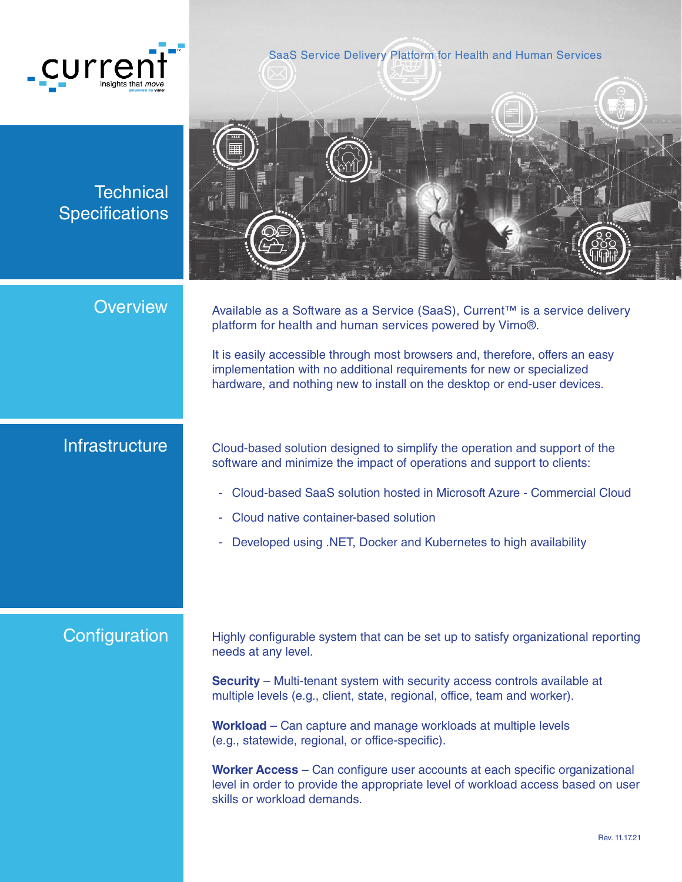current™
insights that *move*
powered by vimo

SaaS Service Delivery Platform for Health and Human Services

# Technical Specifications

## Overview

Available as a Software as a Service (SaaS), Current™ is a service delivery platform for health and human services powered by Vimo®.

It is easily accessible through most browsers and, therefore, offers an easy implementation with no additional requirements for new or specialized hardware, and nothing new to install on the desktop or end-user devices.

## Infrastructure

Cloud-based solution designed to simplify the operation and support of the software and minimize the impact of operations and support to clients:

- Cloud-based SaaS solution hosted in Microsoft Azure - Commercial Cloud
- Cloud native container-based solution
- Developed using .NET, Docker and Kubernetes to high availability

## Configuration

Highly configurable system that can be set up to satisfy organizational reporting needs at any level.

**Security** – Multi-tenant system with security access controls available at multiple levels (e.g., client, state, regional, office, team and worker).

**Workload** – Can capture and manage workloads at multiple levels (e.g., statewide, regional, or office-specific).

**Worker Access** – Can configure user accounts at each specific organizational level in order to provide the appropriate level of workload access based on user skills or workload demands.

Rev. 11.17.21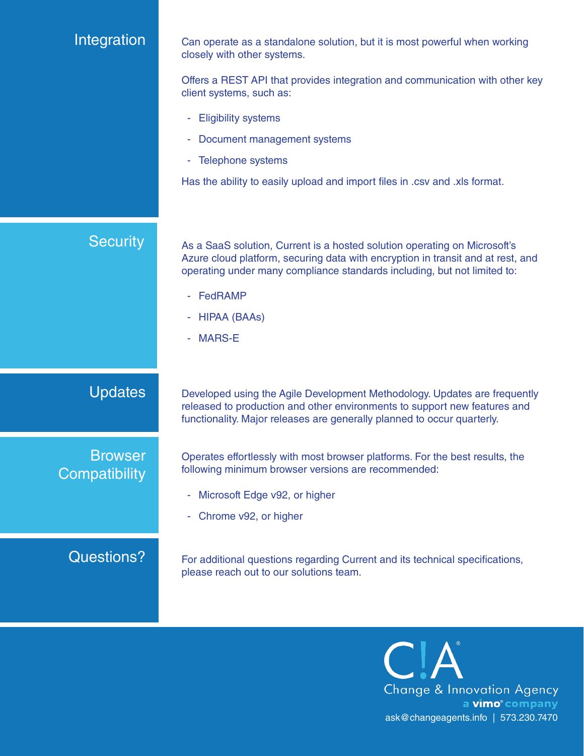## Integration

Can operate as a standalone solution, but it is most powerful when working closely with other systems.

Offers a REST API that provides integration and communication with other key client systems, such as:

- Eligibility systems
- Document management systems
- Telephone systems

Has the ability to easily upload and import files in .csv and .xls format.

## Security

As a SaaS solution, Current is a hosted solution operating on Microsoft's Azure cloud platform, securing data with encryption in transit and at rest, and operating under many compliance standards including, but not limited to:

- FedRAMP
- HIPAA (BAAs)
- MARS-E

## Updates

Developed using the Agile Development Methodology. Updates are frequently released to production and other environments to support new features and functionality. Major releases are generally planned to occur quarterly.

## Browser Compatibility

Operates effortlessly with most browser platforms. For the best results, the following minimum browser versions are recommended:

- Microsoft Edge v92, or higher
- Chrome v92, or higher

## Questions?

For additional questions regarding Current and its technical specifications, please reach out to our solutions team.

C!A®

Change & Innovation Agency

a vimo® company

ask@changeagents.info | 573.230.7470